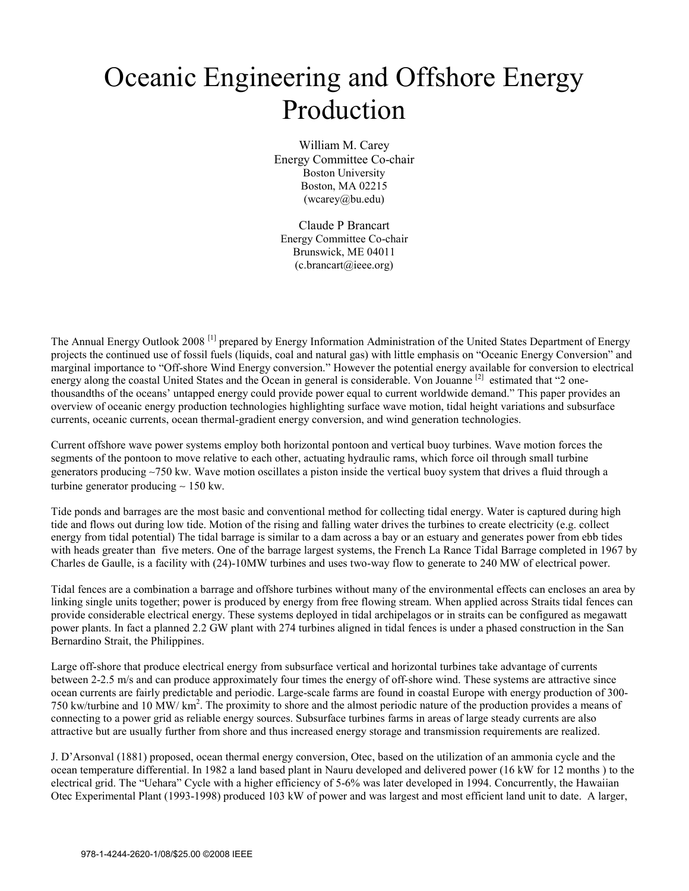# Oceanic Engineering and Offshore Energy Production

William M. Carey
Energy Committee Co-chair
Boston University
Boston, MA 02215
(wcarey@bu.edu)

Claude P Brancart
Energy Committee Co-chair
Brunswick, ME 04011
(c.brancart@ieee.org)

The Annual Energy Outlook 2008 [1] prepared by Energy Information Administration of the United States Department of Energy projects the continued use of fossil fuels (liquids, coal and natural gas) with little emphasis on "Oceanic Energy Conversion" and marginal importance to "Off-shore Wind Energy conversion." However the potential energy available for conversion to electrical energy along the coastal United States and the Ocean in general is considerable. Von Jouanne [2] estimated that "2 one-thousandths of the oceans' untapped energy could provide power equal to current worldwide demand." This paper provides an overview of oceanic energy production technologies highlighting surface wave motion, tidal height variations and subsurface currents, oceanic currents, ocean thermal-gradient energy conversion, and wind generation technologies.

Current offshore wave power systems employ both horizontal pontoon and vertical buoy turbines. Wave motion forces the segments of the pontoon to move relative to each other, actuating hydraulic rams, which force oil through small turbine generators producing ~750 kw. Wave motion oscillates a piston inside the vertical buoy system that drives a fluid through a turbine generator producing ~ 150 kw.

Tide ponds and barrages are the most basic and conventional method for collecting tidal energy. Water is captured during high tide and flows out during low tide. Motion of the rising and falling water drives the turbines to create electricity (e.g. collect energy from tidal potential) The tidal barrage is similar to a dam across a bay or an estuary and generates power from ebb tides with heads greater than five meters. One of the barrage largest systems, the French La Rance Tidal Barrage completed in 1967 by Charles de Gaulle, is a facility with (24)-10MW turbines and uses two-way flow to generate to 240 MW of electrical power.

Tidal fences are a combination a barrage and offshore turbines without many of the environmental effects can encloses an area by linking single units together; power is produced by energy from free flowing stream. When applied across Straits tidal fences can provide considerable electrical energy. These systems deployed in tidal archipelagos or in straits can be configured as megawatt power plants. In fact a planned 2.2 GW plant with 274 turbines aligned in tidal fences is under a phased construction in the San Bernardino Strait, the Philippines.

Large off-shore that produce electrical energy from subsurface vertical and horizontal turbines take advantage of currents between 2-2.5 m/s and can produce approximately four times the energy of off-shore wind. These systems are attractive since ocean currents are fairly predictable and periodic. Large-scale farms are found in coastal Europe with energy production of 300-750 kw/turbine and 10 MW/ $km^2$. The proximity to shore and the almost periodic nature of the production provides a means of connecting to a power grid as reliable energy sources. Subsurface turbines farms in areas of large steady currents are also attractive but are usually further from shore and thus increased energy storage and transmission requirements are realized.

J. D'Arsonval (1881) proposed, ocean thermal energy conversion, Otec, based on the utilization of an ammonia cycle and the ocean temperature differential. In 1982 a land based plant in Nauru developed and delivered power (16 kW for 12 months ) to the electrical grid. The "Uehara" Cycle with a higher efficiency of 5-6% was later developed in 1994. Concurrently, the Hawaiian Otec Experimental Plant (1993-1998) produced 103 kW of power and was largest and most efficient land unit to date. A larger,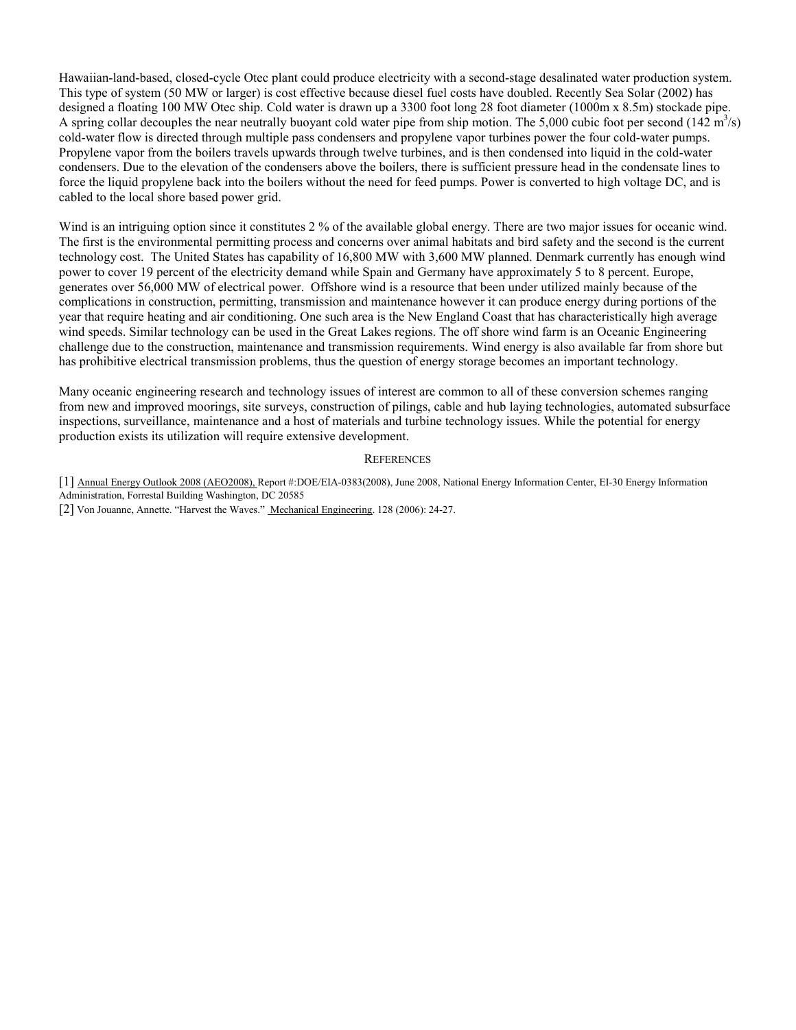Hawaiian-land-based, closed-cycle Otec plant could produce electricity with a second-stage desalinated water production system. This type of system (50 MW or larger) is cost effective because diesel fuel costs have doubled. Recently Sea Solar (2002) has designed a floating 100 MW Otec ship. Cold water is drawn up a 3300 foot long 28 foot diameter (1000m x 8.5m) stockade pipe. A spring collar decouples the near neutrally buoyant cold water pipe from ship motion. The 5,000 cubic foot per second (142 $m^3/s$) cold-water flow is directed through multiple pass condensers and propylene vapor turbines power the four cold-water pumps. Propylene vapor from the boilers travels upwards through twelve turbines, and is then condensed into liquid in the cold-water condensers. Due to the elevation of the condensers above the boilers, there is sufficient pressure head in the condensate lines to force the liquid propylene back into the boilers without the need for feed pumps. Power is converted to high voltage DC, and is cabled to the local shore based power grid.

Wind is an intriguing option since it constitutes 2 % of the available global energy. There are two major issues for oceanic wind. The first is the environmental permitting process and concerns over animal habitats and bird safety and the second is the current technology cost. The United States has capability of 16,800 MW with 3,600 MW planned. Denmark currently has enough wind power to cover 19 percent of the electricity demand while Spain and Germany have approximately 5 to 8 percent. Europe, generates over 56,000 MW of electrical power. Offshore wind is a resource that been under utilized mainly because of the complications in construction, permitting, transmission and maintenance however it can produce energy during portions of the year that require heating and air conditioning. One such area is the New England Coast that has characteristically high average wind speeds. Similar technology can be used in the Great Lakes regions. The off shore wind farm is an Oceanic Engineering challenge due to the construction, maintenance and transmission requirements. Wind energy is also available far from shore but has prohibitive electrical transmission problems, thus the question of energy storage becomes an important technology.

Many oceanic engineering research and technology issues of interest are common to all of these conversion schemes ranging from new and improved moorings, site surveys, construction of pilings, cable and hub laying technologies, automated subsurface inspections, surveillance, maintenance and a host of materials and turbine technology issues. While the potential for energy production exists its utilization will require extensive development.

## References

[1] Annual Energy Outlook 2008 (AEO2008), Report #:DOE/EIA-0383(2008), June 2008, National Energy Information Center, EI-30 Energy Information Administration, Forrestal Building Washington, DC 20585

[2] Von Jouanne, Annette. "Harvest the Waves." Mechanical Engineering. 128 (2006): 24-27.